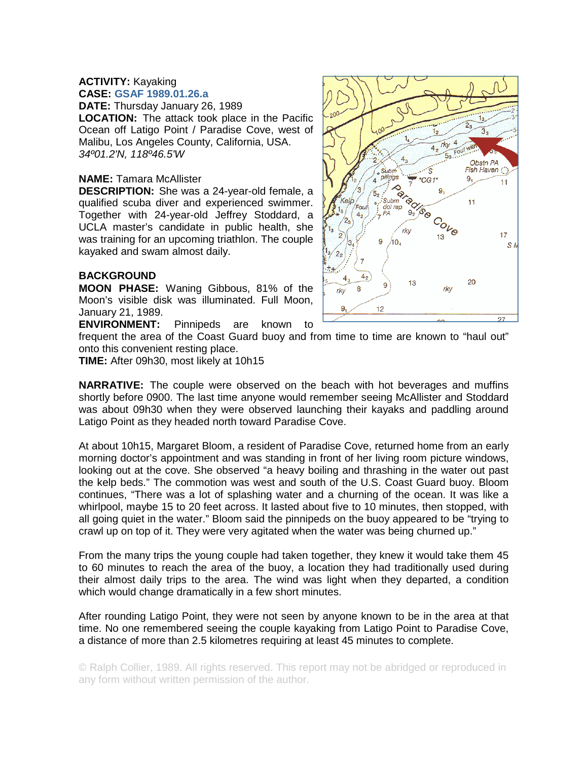**ACTIVITY:** Kayaking
**CASE:** GSAF 1989.01.26.a
**DATE:** Thursday January 26, 1989
**LOCATION:** The attack took place in the Pacific Ocean off Latigo Point / Paradise Cove, west of Malibu, Los Angeles County, California, USA.
*34º01.2'N, 118º46.5'W*

**NAME:** Tamara McAllister
**DESCRIPTION:** She was a 24-year-old female, a qualified scuba diver and experienced swimmer. Together with 24-year-old Jeffrey Stoddard, a UCLA master's candidate in public health, she was training for an upcoming triathlon. The couple kayaked and swam almost daily.

**BACKGROUND**
**MOON PHASE:** Waning Gibbous, 81% of the Moon's visible disk was illuminated. Full Moon, January 21, 1989.
**ENVIRONMENT:** Pinnipeds are known to frequent the area of the Coast Guard buoy and from time to time are known to "haul out" onto this convenient resting place.
**TIME:** After 09h30, most likely at 10h15

**NARRATIVE:** The couple were observed on the beach with hot beverages and muffins shortly before 0900. The last time anyone would remember seeing McAllister and Stoddard was about 09h30 when they were observed launching their kayaks and paddling around Latigo Point as they headed north toward Paradise Cove.

At about 10h15, Margaret Bloom, a resident of Paradise Cove, returned home from an early morning doctor's appointment and was standing in front of her living room picture windows, looking out at the cove. She observed "a heavy boiling and thrashing in the water out past the kelp beds." The commotion was west and south of the U.S. Coast Guard buoy. Bloom continues, "There was a lot of splashing water and a churning of the ocean. It was like a whirlpool, maybe 15 to 20 feet across. It lasted about five to 10 minutes, then stopped, with all going quiet in the water." Bloom said the pinnipeds on the buoy appeared to be "trying to crawl up on top of it. They were very agitated when the water was being churned up."

From the many trips the young couple had taken together, they knew it would take them 45 to 60 minutes to reach the area of the buoy, a location they had traditionally used during their almost daily trips to the area. The wind was light when they departed, a condition which would change dramatically in a few short minutes.

After rounding Latigo Point, they were not seen by anyone known to be in the area at that time. No one remembered seeing the couple kayaking from Latigo Point to Paradise Cove, a distance of more than 2.5 kilometres requiring at least 45 minutes to complete.

© Ralph Collier, 1989. All rights reserved. This report may not be abridged or reproduced in any form without written permission of the author.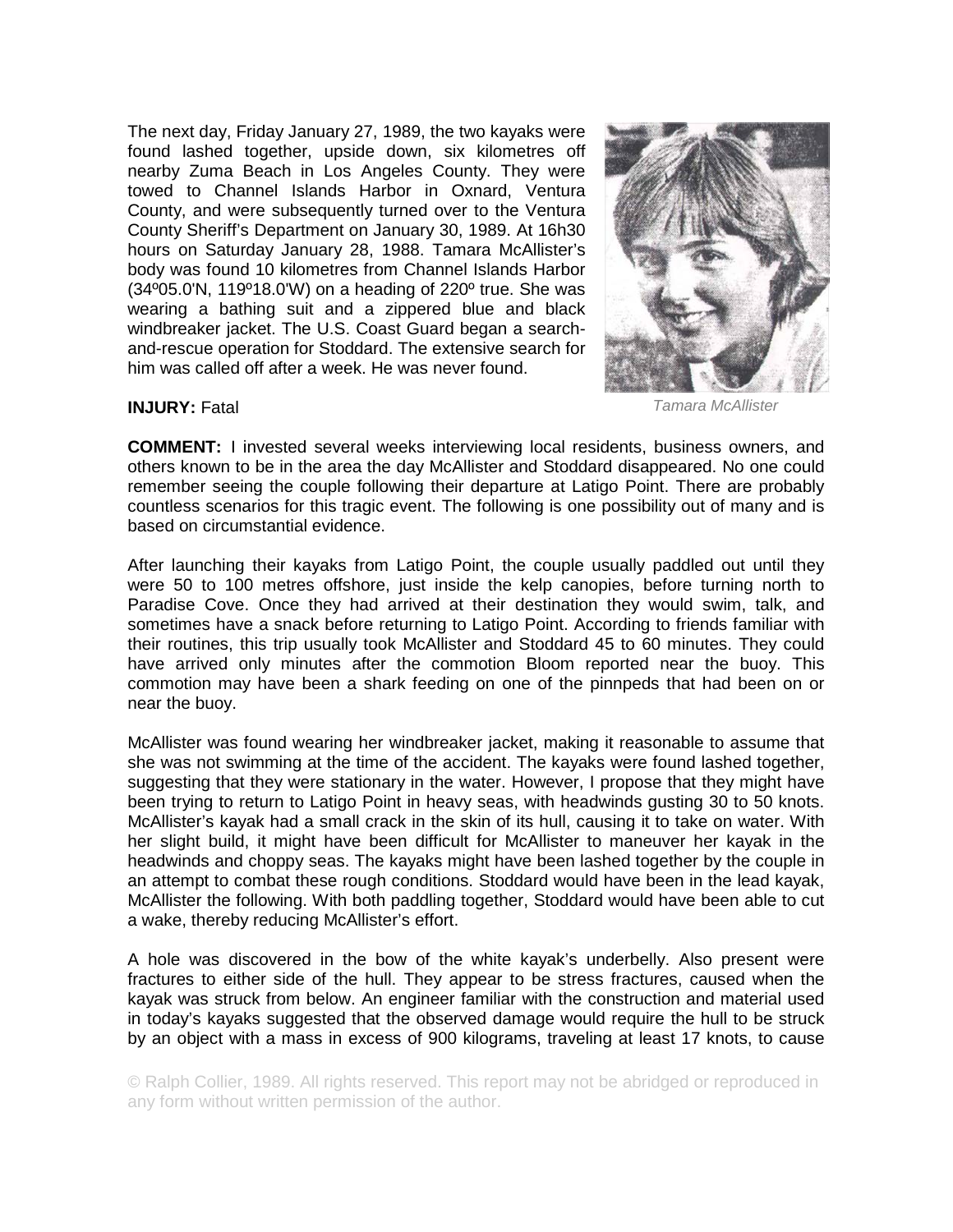The next day, Friday January 27, 1989, the two kayaks were found lashed together, upside down, six kilometres off nearby Zuma Beach in Los Angeles County. They were towed to Channel Islands Harbor in Oxnard, Ventura County, and were subsequently turned over to the Ventura County Sheriff's Department on January 30, 1989. At 16h30 hours on Saturday January 28, 1988. Tamara McAllister's body was found 10 kilometres from Channel Islands Harbor (34º05.0'N, 119º18.0'W) on a heading of 220º true. She was wearing a bathing suit and a zippered blue and black windbreaker jacket. The U.S. Coast Guard began a search-and-rescue operation for Stoddard. The extensive search for him was called off after a week. He was never found.

*Tamara McAllister*

**INJURY:** Fatal

**COMMENT:** I invested several weeks interviewing local residents, business owners, and others known to be in the area the day McAllister and Stoddard disappeared. No one could remember seeing the couple following their departure at Latigo Point. There are probably countless scenarios for this tragic event. The following is one possibility out of many and is based on circumstantial evidence.

After launching their kayaks from Latigo Point, the couple usually paddled out until they were 50 to 100 metres offshore, just inside the kelp canopies, before turning north to Paradise Cove. Once they had arrived at their destination they would swim, talk, and sometimes have a snack before returning to Latigo Point. According to friends familiar with their routines, this trip usually took McAllister and Stoddard 45 to 60 minutes. They could have arrived only minutes after the commotion Bloom reported near the buoy. This commotion may have been a shark feeding on one of the pinnpeds that had been on or near the buoy.

McAllister was found wearing her windbreaker jacket, making it reasonable to assume that she was not swimming at the time of the accident. The kayaks were found lashed together, suggesting that they were stationary in the water. However, I propose that they might have been trying to return to Latigo Point in heavy seas, with headwinds gusting 30 to 50 knots. McAllister's kayak had a small crack in the skin of its hull, causing it to take on water. With her slight build, it might have been difficult for McAllister to maneuver her kayak in the headwinds and choppy seas. The kayaks might have been lashed together by the couple in an attempt to combat these rough conditions. Stoddard would have been in the lead kayak, McAllister the following. With both paddling together, Stoddard would have been able to cut a wake, thereby reducing McAllister's effort.

A hole was discovered in the bow of the white kayak's underbelly. Also present were fractures to either side of the hull. They appear to be stress fractures, caused when the kayak was struck from below. An engineer familiar with the construction and material used in today's kayaks suggested that the observed damage would require the hull to be struck by an object with a mass in excess of 900 kilograms, traveling at least 17 knots, to cause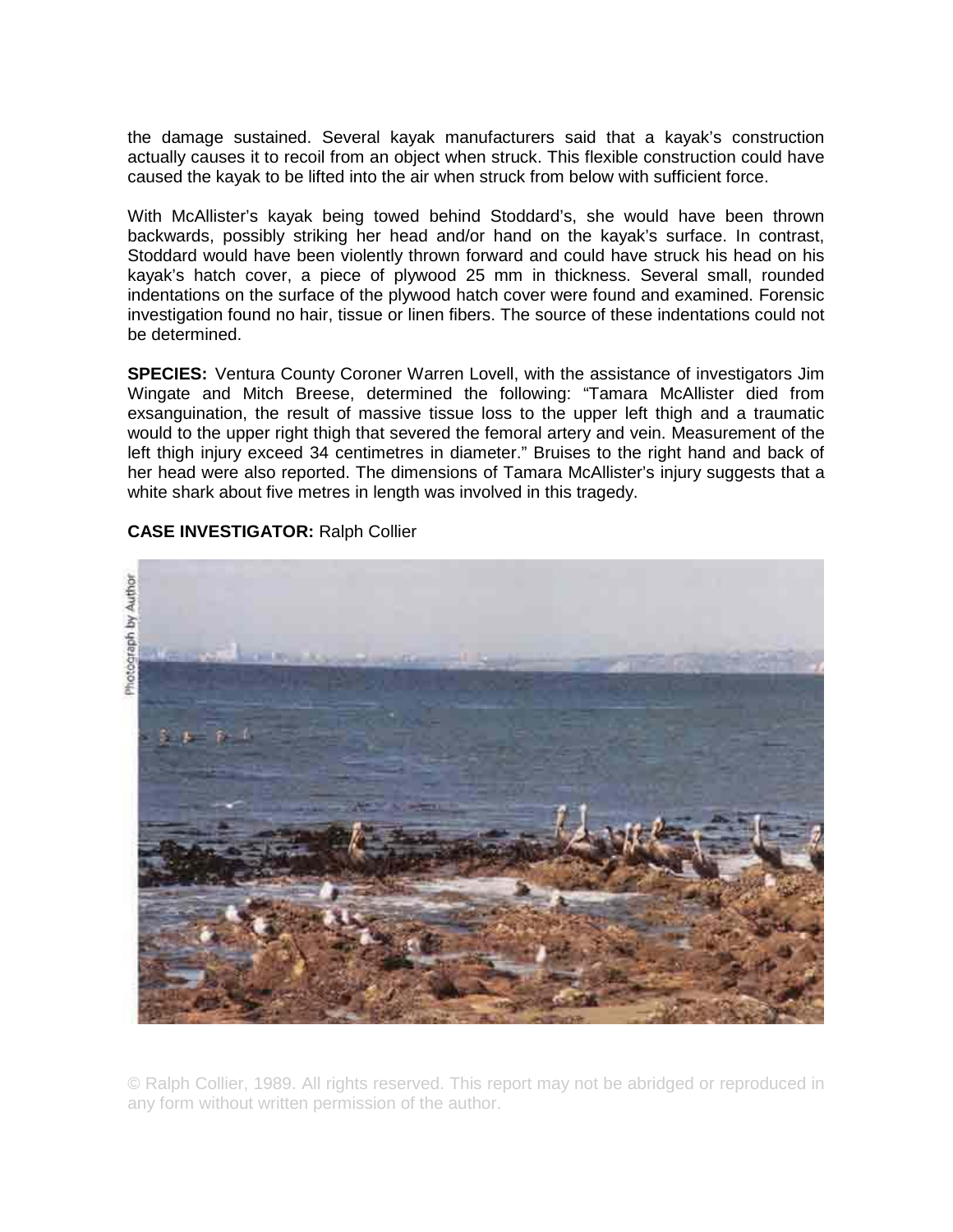the damage sustained. Several kayak manufacturers said that a kayak's construction actually causes it to recoil from an object when struck. This flexible construction could have caused the kayak to be lifted into the air when struck from below with sufficient force.

With McAllister's kayak being towed behind Stoddard's, she would have been thrown backwards, possibly striking her head and/or hand on the kayak's surface. In contrast, Stoddard would have been violently thrown forward and could have struck his head on his kayak's hatch cover, a piece of plywood 25 mm in thickness. Several small, rounded indentations on the surface of the plywood hatch cover were found and examined. Forensic investigation found no hair, tissue or linen fibers. The source of these indentations could not be determined.

**SPECIES:** Ventura County Coroner Warren Lovell, with the assistance of investigators Jim Wingate and Mitch Breese, determined the following: "Tamara McAllister died from exsanguination, the result of massive tissue loss to the upper left thigh and a traumatic would to the upper right thigh that severed the femoral artery and vein. Measurement of the left thigh injury exceed 34 centimetres in diameter." Bruises to the right hand and back of her head were also reported. The dimensions of Tamara McAllister's injury suggests that a white shark about five metres in length was involved in this tragedy.

**CASE INVESTIGATOR:** Ralph Collier

Photograph by Author

© Ralph Collier, 1989. All rights reserved. This report may not be abridged or reproduced in any form without written permission of the author.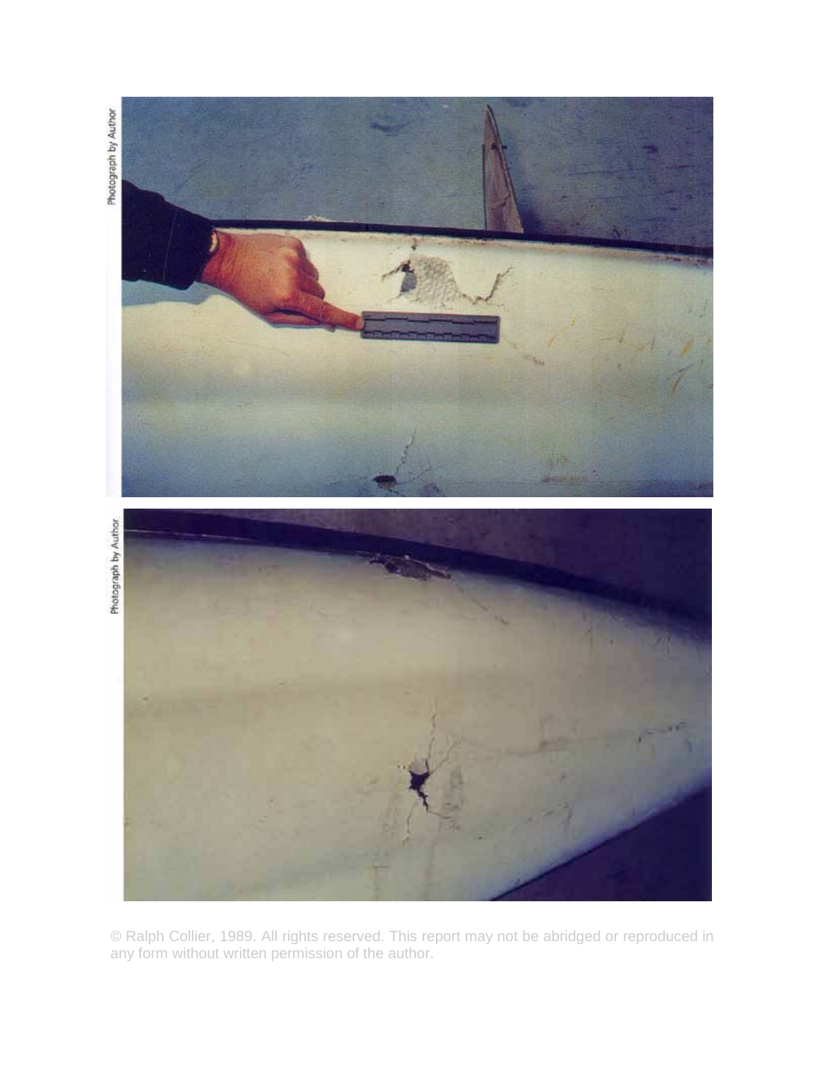Photograph by Author

Photograph by Author

© Ralph Collier, 1989. All rights reserved. This report may not be abridged or reproduced in any form without written permission of the author.